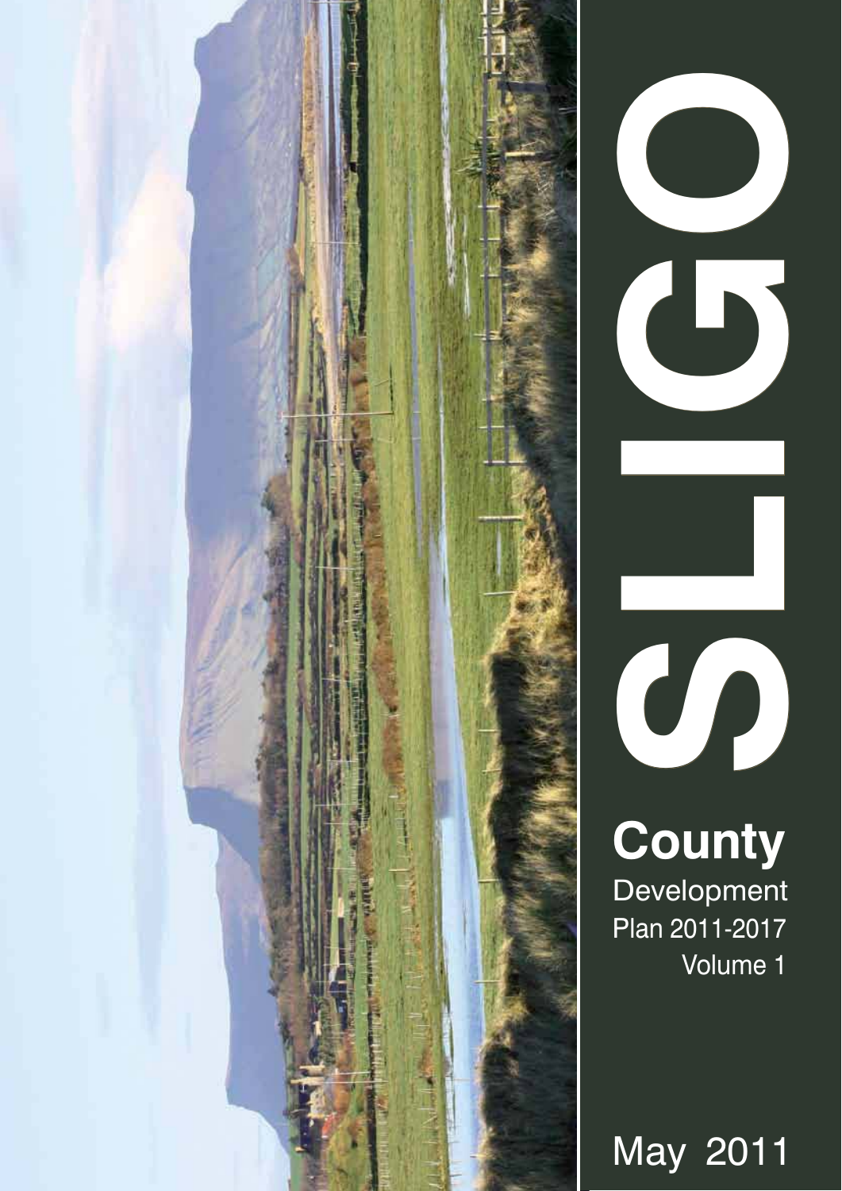# SLIGO

**County**

Development

Plan 2011-2017

Volume 1

May 2011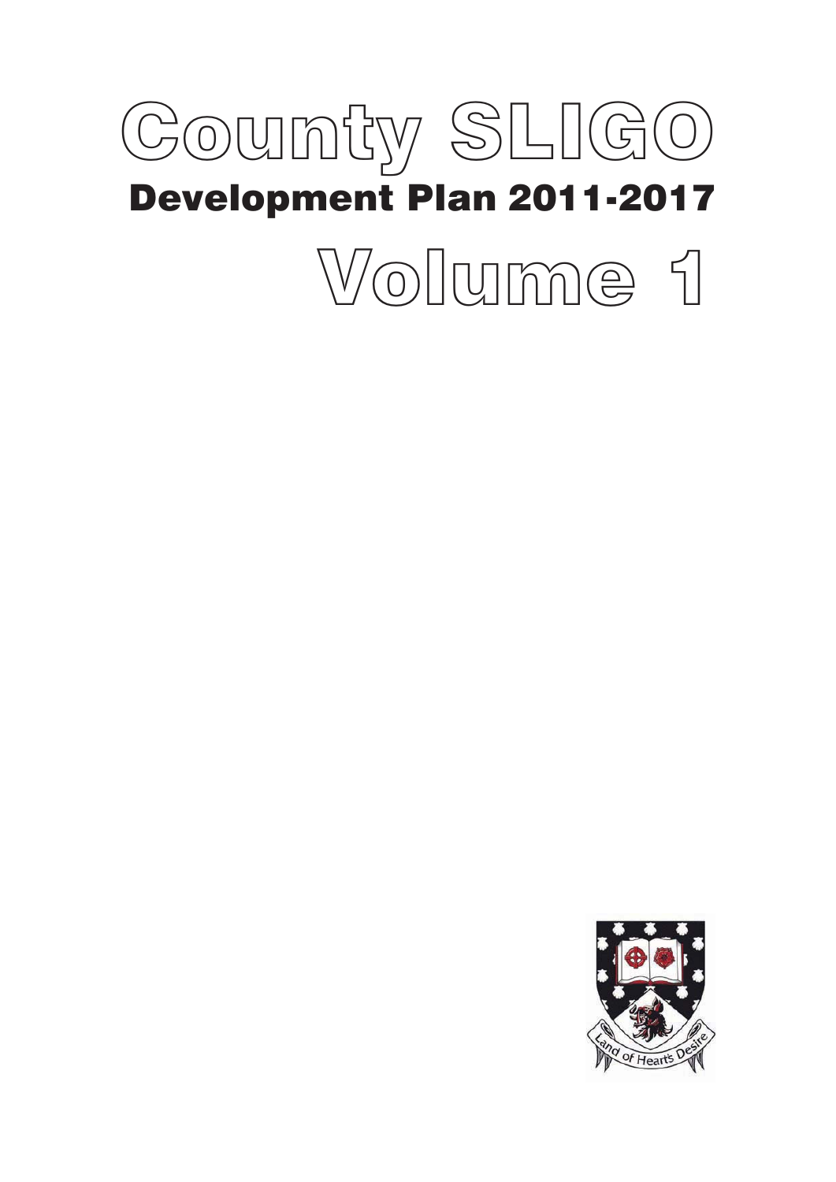# County SLIGO

## Development Plan 2011-2017

# Volume 1

Land of Heart's Desire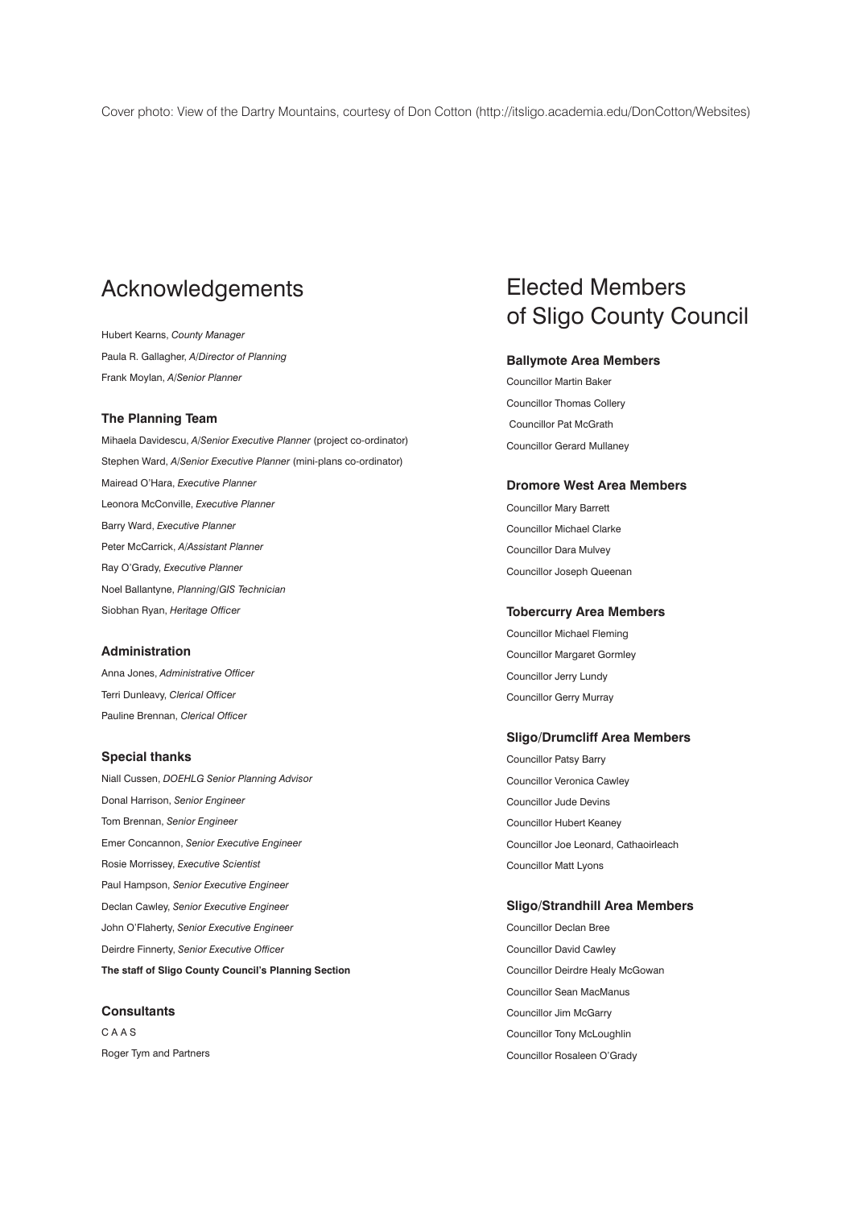Cover photo: View of the Dartry Mountains, courtesy of Don Cotton (http://itsligo.academia.edu/DonCotton/Websites)

# Acknowledgements

Hubert Kearns, *County Manager*

Paula R. Gallagher, *A/Director of Planning*

Frank Moylan, *A/Senior Planner*

### The Planning Team

Mihaela Davidescu, *A/Senior Executive Planner* (project co-ordinator)

Stephen Ward, *A/Senior Executive Planner* (mini-plans co-ordinator)

Mairead O'Hara, *Executive Planner*

Leonora McConville, *Executive Planner*

Barry Ward, *Executive Planner*

Peter McCarrick, *A/Assistant Planner*

Ray O'Grady, *Executive Planner*

Noel Ballantyne, *Planning/GIS Technician*

Siobhan Ryan, *Heritage Officer*

### Administration

Anna Jones, *Administrative Officer*

Terri Dunleavy, *Clerical Officer*

Pauline Brennan, *Clerical Officer*

### Special thanks

Niall Cussen, *DOEHLG Senior Planning Advisor*

Donal Harrison, *Senior Engineer*

Tom Brennan, *Senior Engineer*

Emer Concannon, *Senior Executive Engineer*

Rosie Morrissey, *Executive Scientist*

Paul Hampson, *Senior Executive Engineer*

Declan Cawley, *Senior Executive Engineer*

John O'Flaherty, *Senior Executive Engineer*

Deirdre Finnerty, *Senior Executive Officer*

**The staff of Sligo County Council's Planning Section**

### Consultants

C A A S

Roger Tym and Partners

# Elected Members of Sligo County Council

### Ballymote Area Members

Councillor Martin Baker

Councillor Thomas Collery

Councillor Pat McGrath

Councillor Gerard Mullaney

### Dromore West Area Members

Councillor Mary Barrett

Councillor Michael Clarke

Councillor Dara Mulvey

Councillor Joseph Queenan

### Tobercurry Area Members

Councillor Michael Fleming

Councillor Margaret Gormley

Councillor Jerry Lundy

Councillor Gerry Murray

### Sligo/Drumcliff Area Members

Councillor Patsy Barry

Councillor Veronica Cawley

Councillor Jude Devins

Councillor Hubert Keaney

Councillor Joe Leonard, Cathaoirleach

Councillor Matt Lyons

### Sligo/Strandhill Area Members

Councillor Declan Bree

Councillor David Cawley

Councillor Deirdre Healy McGowan

Councillor Sean MacManus

Councillor Jim McGarry

Councillor Tony McLoughlin

Councillor Rosaleen O'Grady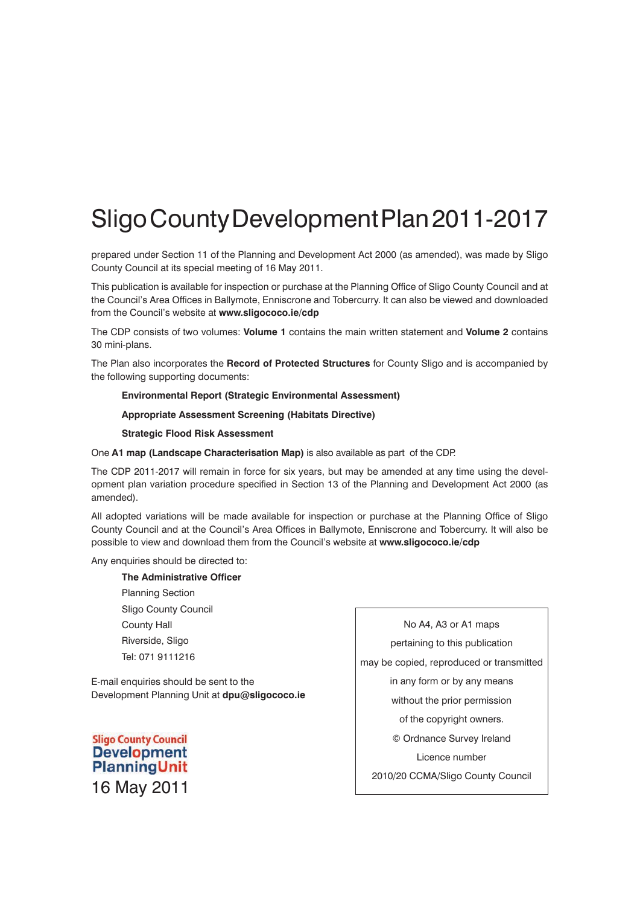# Sligo County Development Plan 2011-2017

prepared under Section 11 of the Planning and Development Act 2000 (as amended), was made by Sligo County Council at its special meeting of 16 May 2011.

This publication is available for inspection or purchase at the Planning Office of Sligo County Council and at the Council's Area Offices in Ballymote, Enniscrone and Tobercurry. It can also be viewed and downloaded from the Council's website at **www.sligococo.ie/cdp**

The CDP consists of two volumes: **Volume 1** contains the main written statement and **Volume 2** contains 30 mini-plans.

The Plan also incorporates the **Record of Protected Structures** for County Sligo and is accompanied by the following supporting documents:

**Environmental Report (Strategic Environmental Assessment)**

**Appropriate Assessment Screening (Habitats Directive)**

**Strategic Flood Risk Assessment**

One **A1 map (Landscape Characterisation Map)** is also available as part of the CDP.

The CDP 2011-2017 will remain in force for six years, but may be amended at any time using the development plan variation procedure specified in Section 13 of the Planning and Development Act 2000 (as amended).

All adopted variations will be made available for inspection or purchase at the Planning Office of Sligo County Council and at the Council's Area Offices in Ballymote, Enniscrone and Tobercurry. It will also be possible to view and download them from the Council's website at **www.sligococo.ie/cdp**

Any enquiries should be directed to:

**The Administrative Officer**
Planning Section
Sligo County Council
County Hall
Riverside, Sligo
Tel: 071 9111216

E-mail enquiries should be sent to the Development Planning Unit at **dpu@sligococo.ie**

No A4, A3 or A1 maps pertaining to this publication may be copied, reproduced or transmitted in any form or by any means without the prior permission of the copyright owners.
© Ordnance Survey Ireland
Licence number
2010/20 CCMA/Sligo County Council

Sligo County Council
Development Planning Unit
16 May 2011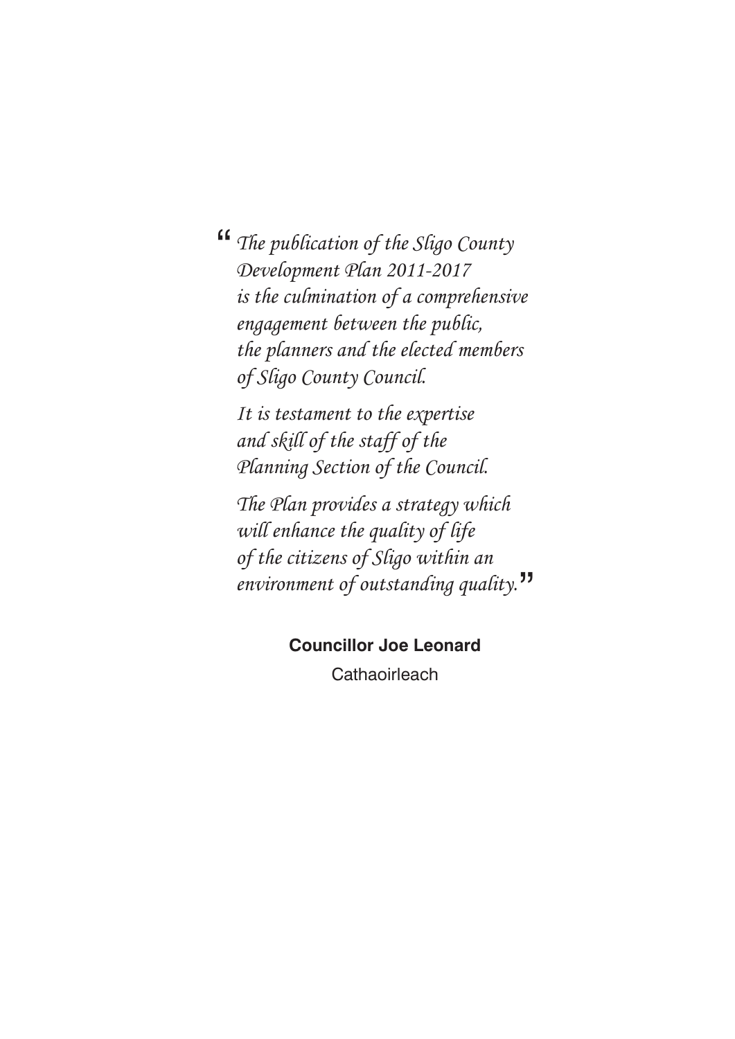*"The publication of the Sligo County Development Plan 2011-2017 is the culmination of a comprehensive engagement between the public, the planners and the elected members of Sligo County Council.*

*It is testament to the expertise and skill of the staff of the Planning Section of the Council.*

*The Plan provides a strategy which will enhance the quality of life of the citizens of Sligo within an environment of outstanding quality."*

**Councillor Joe Leonard**

Cathaoirleach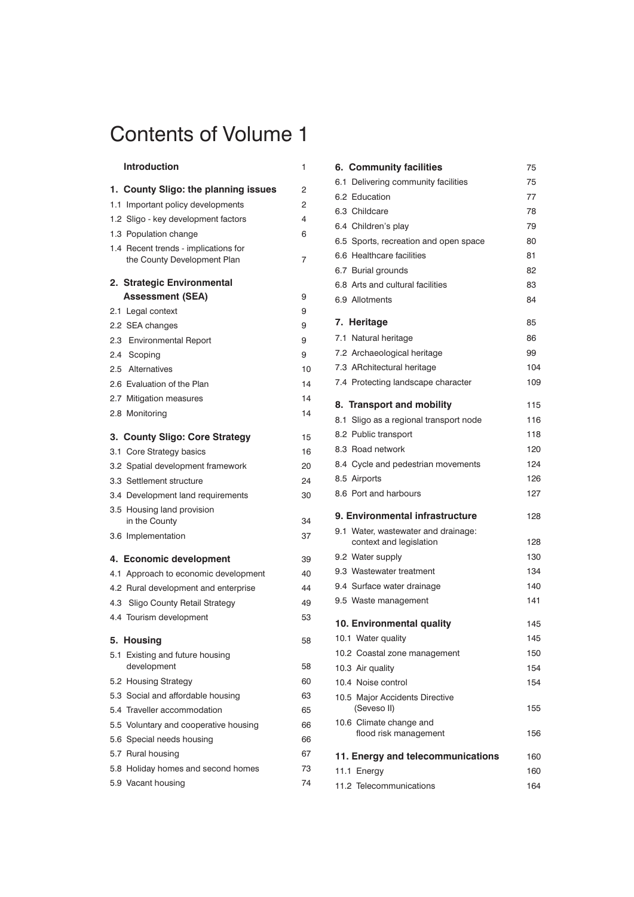# Contents of Volume 1

| | |
|---|---|
| **Introduction** | 1 |
| **1. County Sligo: the planning issues** | 2 |
| 1.1 Important policy developments | 2 |
| 1.2 Sligo - key development factors | 4 |
| 1.3 Population change | 6 |
| 1.4 Recent trends - implications for the County Development Plan | 7 |
| **2. Strategic Environmental Assessment (SEA)** | 9 |
| 2.1 Legal context | 9 |
| 2.2 SEA changes | 9 |
| 2.3 Environmental Report | 9 |
| 2.4 Scoping | 9 |
| 2.5 Alternatives | 10 |
| 2.6 Evaluation of the Plan | 14 |
| 2.7 Mitigation measures | 14 |
| 2.8 Monitoring | 14 |
| **3. County Sligo: Core Strategy** | 15 |
| 3.1 Core Strategy basics | 16 |
| 3.2 Spatial development framework | 20 |
| 3.3 Settlement structure | 24 |
| 3.4 Development land requirements | 30 |
| 3.5 Housing land provision in the County | 34 |
| 3.6 Implementation | 37 |
| **4. Economic development** | 39 |
| 4.1 Approach to economic development | 40 |
| 4.2 Rural development and enterprise | 44 |
| 4.3 Sligo County Retail Strategy | 49 |
| 4.4 Tourism development | 53 |
| **5. Housing** | 58 |
| 5.1 Existing and future housing development | 58 |
| 5.2 Housing Strategy | 60 |
| 5.3 Social and affordable housing | 63 |
| 5.4 Traveller accommodation | 65 |
| 5.5 Voluntary and cooperative housing | 66 |
| 5.6 Special needs housing | 66 |
| 5.7 Rural housing | 67 |
| 5.8 Holiday homes and second homes | 73 |
| 5.9 Vacant housing | 74 |
| **6. Community facilities** | 75 |
| 6.1 Delivering community facilities | 75 |
| 6.2 Education | 77 |
| 6.3 Childcare | 78 |
| 6.4 Children's play | 79 |
| 6.5 Sports, recreation and open space | 80 |
| 6.6 Healthcare facilities | 81 |
| 6.7 Burial grounds | 82 |
| 6.8 Arts and cultural facilities | 83 |
| 6.9 Allotments | 84 |
| **7. Heritage** | 85 |
| 7.1 Natural heritage | 86 |
| 7.2 Archaeological heritage | 99 |
| 7.3 ARchitectural heritage | 104 |
| 7.4 Protecting landscape character | 109 |
| **8. Transport and mobility** | 115 |
| 8.1 Sligo as a regional transport node | 116 |
| 8.2 Public transport | 118 |
| 8.3 Road network | 120 |
| 8.4 Cycle and pedestrian movements | 124 |
| 8.5 Airports | 126 |
| 8.6 Port and harbours | 127 |
| **9. Environmental infrastructure** | 128 |
| 9.1 Water, wastewater and drainage: context and legislation | 128 |
| 9.2 Water supply | 130 |
| 9.3 Wastewater treatment | 134 |
| 9.4 Surface water drainage | 140 |
| 9.5 Waste management | 141 |
| **10. Environmental quality** | 145 |
| 10.1 Water quality | 145 |
| 10.2 Coastal zone management | 150 |
| 10.3 Air quality | 154 |
| 10.4 Noise control | 154 |
| 10.5 Major Accidents Directive (Seveso II) | 155 |
| 10.6 Climate change and flood risk management | 156 |
| **11. Energy and telecommunications** | 160 |
| 11.1 Energy | 160 |
| 11.2 Telecommunications | 164 |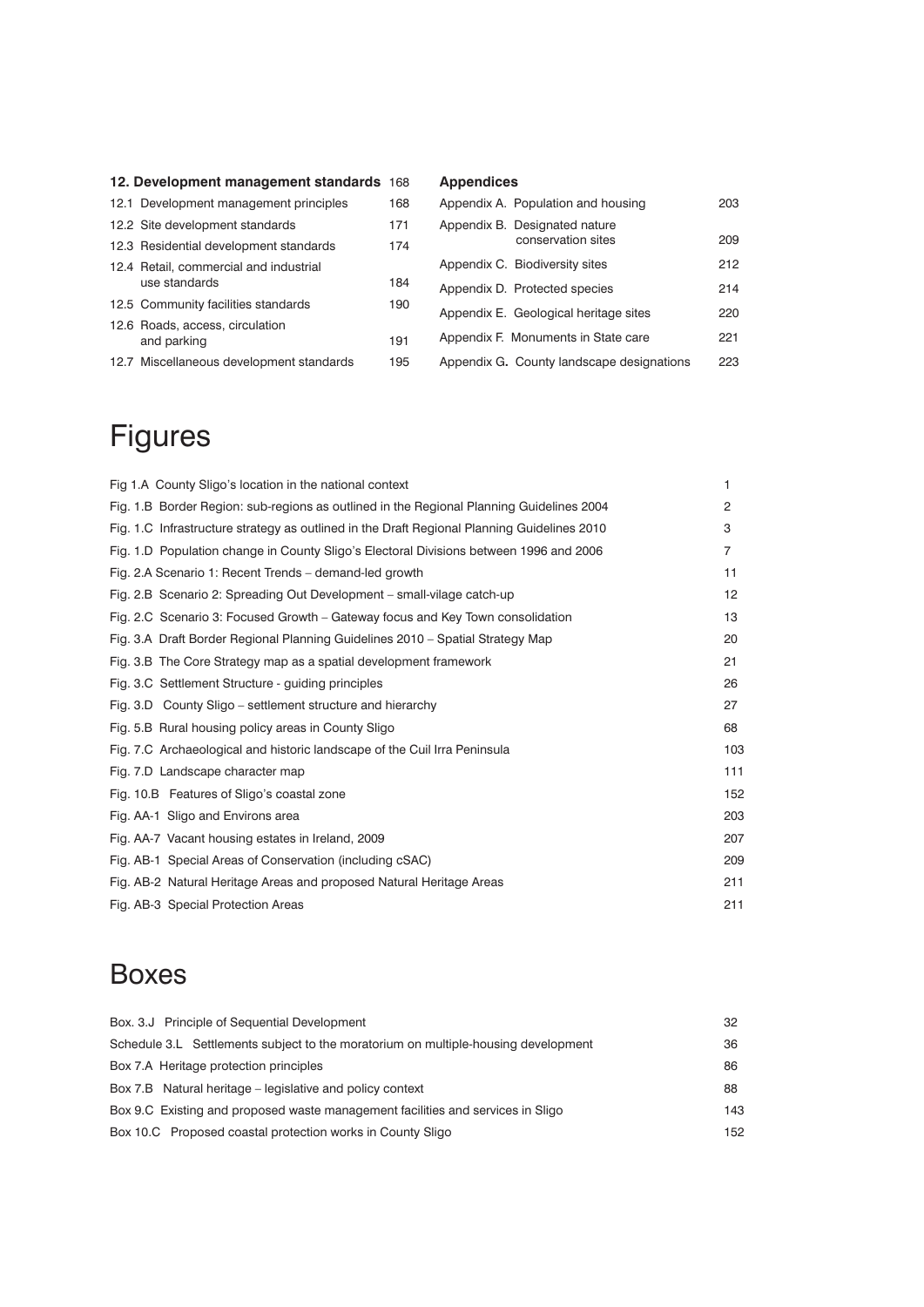**12. Development management standards** 168

| | |
|---|---|
| 12.1 Development management principles | 168 |
| 12.2 Site development standards | 171 |
| 12.3 Residential development standards | 174 |
| 12.4 Retail, commercial and industrial use standards | 184 |
| 12.5 Community facilities standards | 190 |
| 12.6 Roads, access, circulation and parking | 191 |
| 12.7 Miscellaneous development standards | 195 |

**Appendices**

| | |
|---|---|
| Appendix A. Population and housing | 203 |
| Appendix B. Designated nature conservation sites | 209 |
| Appendix C. Biodiversity sites | 212 |
| Appendix D. Protected species | 214 |
| Appendix E. Geological heritage sites | 220 |
| Appendix F. Monuments in State care | 221 |
| Appendix G. County landscape designations | 223 |

# Figures

| | |
|---|---|
| Fig 1.A County Sligo's location in the national context | 1 |
| Fig. 1.B Border Region: sub-regions as outlined in the Regional Planning Guidelines 2004 | 2 |
| Fig. 1.C Infrastructure strategy as outlined in the Draft Regional Planning Guidelines 2010 | 3 |
| Fig. 1.D Population change in County Sligo's Electoral Divisions between 1996 and 2006 | 7 |
| Fig. 2.A Scenario 1: Recent Trends – demand-led growth | 11 |
| Fig. 2.B Scenario 2: Spreading Out Development – small-vilage catch-up | 12 |
| Fig. 2.C Scenario 3: Focused Growth – Gateway focus and Key Town consolidation | 13 |
| Fig. 3.A Draft Border Regional Planning Guidelines 2010 – Spatial Strategy Map | 20 |
| Fig. 3.B The Core Strategy map as a spatial development framework | 21 |
| Fig. 3.C Settlement Structure - guiding principles | 26 |
| Fig. 3.D County Sligo – settlement structure and hierarchy | 27 |
| Fig. 5.B Rural housing policy areas in County Sligo | 68 |
| Fig. 7.C Archaeological and historic landscape of the Cuil Irra Peninsula | 103 |
| Fig. 7.D Landscape character map | 111 |
| Fig. 10.B Features of Sligo's coastal zone | 152 |
| Fig. AA-1 Sligo and Environs area | 203 |
| Fig. AA-7 Vacant housing estates in Ireland, 2009 | 207 |
| Fig. AB-1 Special Areas of Conservation (including cSAC) | 209 |
| Fig. AB-2 Natural Heritage Areas and proposed Natural Heritage Areas | 211 |
| Fig. AB-3 Special Protection Areas | 211 |

# Boxes

| | |
|---|---|
| Box. 3.J Principle of Sequential Development | 32 |
| Schedule 3.L Settlements subject to the moratorium on multiple-housing development | 36 |
| Box 7.A Heritage protection principles | 86 |
| Box 7.B Natural heritage – legislative and policy context | 88 |
| Box 9.C Existing and proposed waste management facilities and services in Sligo | 143 |
| Box 10.C Proposed coastal protection works in County Sligo | 152 |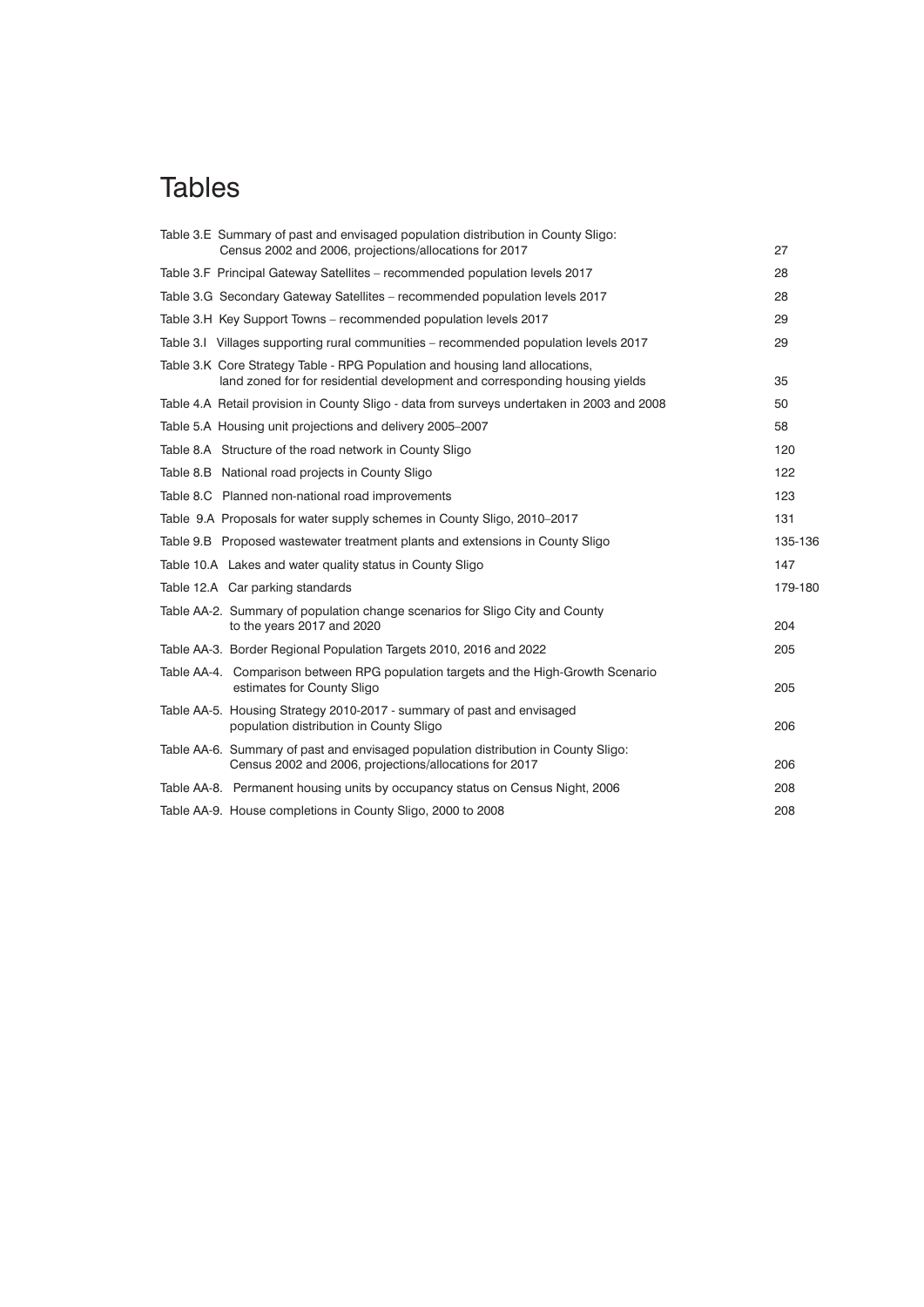# Tables

| | |
|---|---|
| Table 3.E Summary of past and envisaged population distribution in County Sligo: Census 2002 and 2006, projections/allocations for 2017 | 27 |
| Table 3.F Principal Gateway Satellites – recommended population levels 2017 | 28 |
| Table 3.G Secondary Gateway Satellites – recommended population levels 2017 | 28 |
| Table 3.H Key Support Towns – recommended population levels 2017 | 29 |
| Table 3.I Villages supporting rural communities – recommended population levels 2017 | 29 |
| Table 3.K Core Strategy Table - RPG Population and housing land allocations, land zoned for for residential development and corresponding housing yields | 35 |
| Table 4.A Retail provision in County Sligo - data from surveys undertaken in 2003 and 2008 | 50 |
| Table 5.A Housing unit projections and delivery 2005–2007 | 58 |
| Table 8.A Structure of the road network in County Sligo | 120 |
| Table 8.B National road projects in County Sligo | 122 |
| Table 8.C Planned non-national road improvements | 123 |
| Table 9.A Proposals for water supply schemes in County Sligo, 2010–2017 | 131 |
| Table 9.B Proposed wastewater treatment plants and extensions in County Sligo | 135-136 |
| Table 10.A Lakes and water quality status in County Sligo | 147 |
| Table 12.A Car parking standards | 179-180 |
| Table AA-2. Summary of population change scenarios for Sligo City and County to the years 2017 and 2020 | 204 |
| Table AA-3. Border Regional Population Targets 2010, 2016 and 2022 | 205 |
| Table AA-4. Comparison between RPG population targets and the High-Growth Scenario estimates for County Sligo | 205 |
| Table AA-5. Housing Strategy 2010-2017 - summary of past and envisaged population distribution in County Sligo | 206 |
| Table AA-6. Summary of past and envisaged population distribution in County Sligo: Census 2002 and 2006, projections/allocations for 2017 | 206 |
| Table AA-8. Permanent housing units by occupancy status on Census Night, 2006 | 208 |
| Table AA-9. House completions in County Sligo, 2000 to 2008 | 208 |